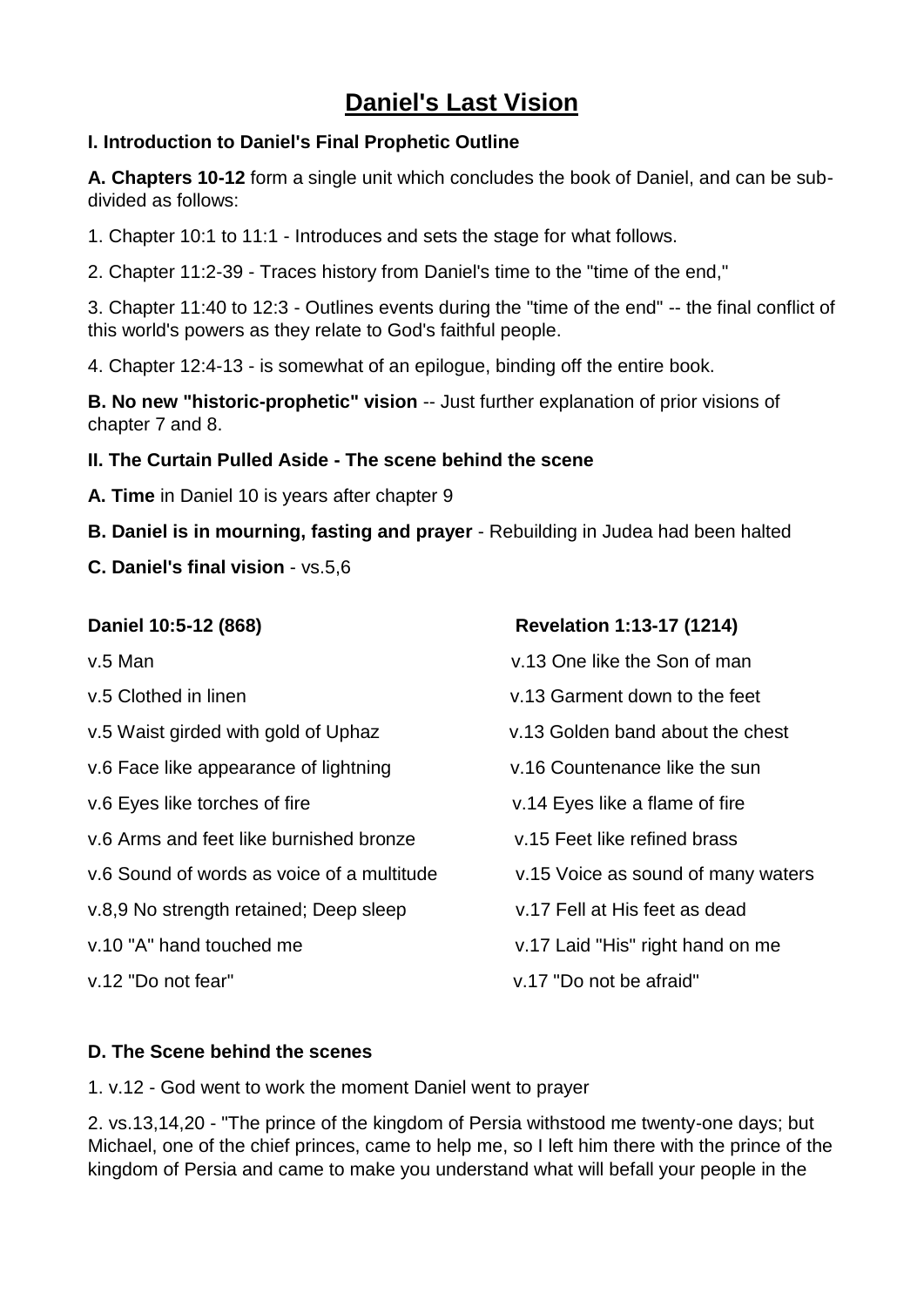# Daniel's Last Vision

**I. Introduction to Daniel's Final Prophetic Outline**

**A. Chapters 10-12** form a single unit which concludes the book of Daniel, and can be sub-divided as follows:

1. Chapter 10:1 to 11:1 - Introduces and sets the stage for what follows.

2. Chapter 11:2-39 - Traces history from Daniel's time to the "time of the end,"

3. Chapter 11:40 to 12:3 - Outlines events during the "time of the end" -- the final conflict of this world's powers as they relate to God's faithful people.

4. Chapter 12:4-13 - is somewhat of an epilogue, binding off the entire book.

**B. No new "historic-prophetic" vision** -- Just further explanation of prior visions of chapter 7 and 8.

**II. The Curtain Pulled Aside - The scene behind the scene**

**A. Time** in Daniel 10 is years after chapter 9

**B. Daniel is in mourning, fasting and prayer** - Rebuilding in Judea had been halted

**C. Daniel's final vision** - vs.5,6

| **Daniel 10:5-12 (868)** | **Revelation 1:13-17 (1214)** |
|---|---|
| v.5 Man | v.13 One like the Son of man |
| v.5 Clothed in linen | v.13 Garment down to the feet |
| v.5 Waist girded with gold of Uphaz | v.13 Golden band about the chest |
| v.6 Face like appearance of lightning | v.16 Countenance like the sun |
| v.6 Eyes like torches of fire | v.14 Eyes like a flame of fire |
| v.6 Arms and feet like burnished bronze | v.15 Feet like refined brass |
| v.6 Sound of words as voice of a multitude | v.15 Voice as sound of many waters |
| v.8,9 No strength retained; Deep sleep | v.17 Fell at His feet as dead |
| v.10 "A" hand touched me | v.17 Laid "His" right hand on me |
| v.12 "Do not fear" | v.17 "Do not be afraid" |

**D. The Scene behind the scenes**

1. v.12 - God went to work the moment Daniel went to prayer

2. vs.13,14,20 - "The prince of the kingdom of Persia withstood me twenty-one days; but Michael, one of the chief princes, came to help me, so I left him there with the prince of the kingdom of Persia and came to make you understand what will befall your people in the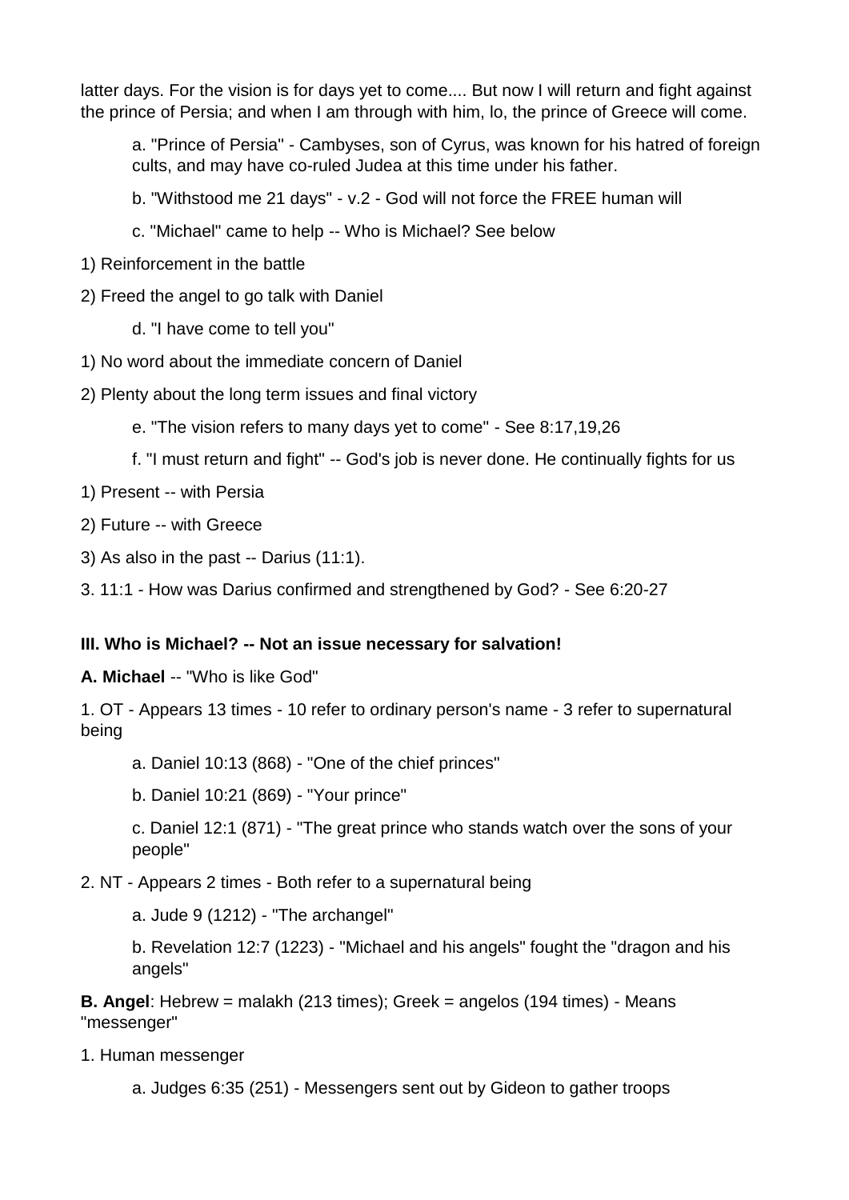latter days. For the vision is for days yet to come.... But now I will return and fight against the prince of Persia; and when I am through with him, lo, the prince of Greece will come.

a. "Prince of Persia" - Cambyses, son of Cyrus, was known for his hatred of foreign cults, and may have co-ruled Judea at this time under his father.

b. "Withstood me 21 days" - v.2 - God will not force the FREE human will

c. "Michael" came to help -- Who is Michael? See below

1) Reinforcement in the battle

2) Freed the angel to go talk with Daniel

d. "I have come to tell you"

1) No word about the immediate concern of Daniel

2) Plenty about the long term issues and final victory

e. "The vision refers to many days yet to come" - See 8:17,19,26

f. "I must return and fight" -- God's job is never done. He continually fights for us

1) Present -- with Persia

2) Future -- with Greece

3) As also in the past -- Darius (11:1).

3. 11:1 - How was Darius confirmed and strengthened by God? - See 6:20-27

**III. Who is Michael? -- Not an issue necessary for salvation!**

**A. Michael** -- "Who is like God"

1. OT - Appears 13 times - 10 refer to ordinary person's name - 3 refer to supernatural being

a. Daniel 10:13 (868) - "One of the chief princes"

b. Daniel 10:21 (869) - "Your prince"

c. Daniel 12:1 (871) - "The great prince who stands watch over the sons of your people"

2. NT - Appears 2 times - Both refer to a supernatural being

a. Jude 9 (1212) - "The archangel"

b. Revelation 12:7 (1223) - "Michael and his angels" fought the "dragon and his angels"

**B. Angel**: Hebrew = malakh (213 times); Greek = angelos (194 times) - Means "messenger"

1. Human messenger

a. Judges 6:35 (251) - Messengers sent out by Gideon to gather troops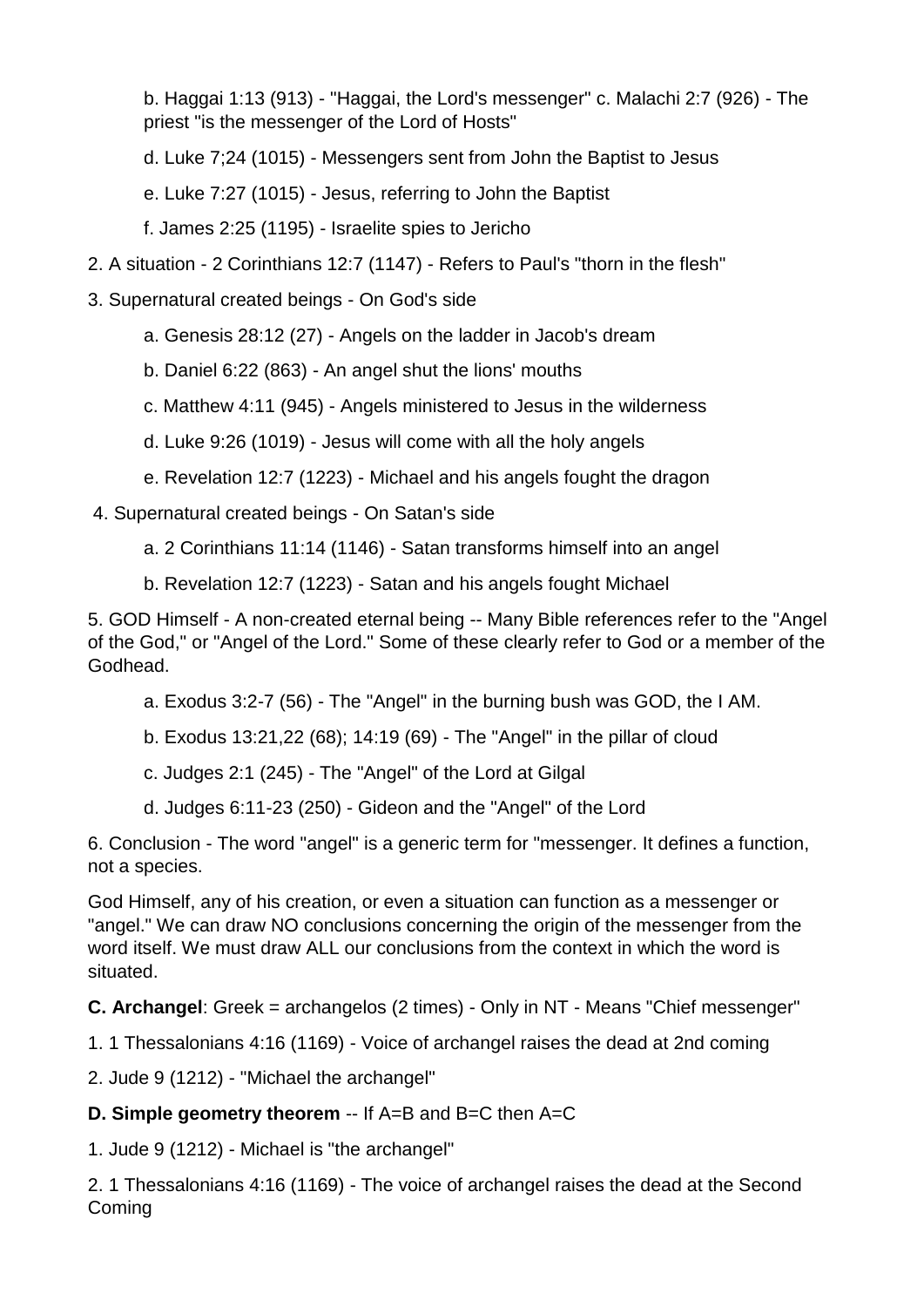b. Haggai 1:13 (913) - "Haggai, the Lord's messenger" c. Malachi 2:7 (926) - The priest "is the messenger of the Lord of Hosts"

d. Luke 7;24 (1015) - Messengers sent from John the Baptist to Jesus

e. Luke 7:27 (1015) - Jesus, referring to John the Baptist

f. James 2:25 (1195) - Israelite spies to Jericho

2. A situation - 2 Corinthians 12:7 (1147) - Refers to Paul's "thorn in the flesh"

3. Supernatural created beings - On God's side

   a. Genesis 28:12 (27) - Angels on the ladder in Jacob's dream

   b. Daniel 6:22 (863) - An angel shut the lions' mouths

   c. Matthew 4:11 (945) - Angels ministered to Jesus in the wilderness

   d. Luke 9:26 (1019) - Jesus will come with all the holy angels

   e. Revelation 12:7 (1223) - Michael and his angels fought the dragon

4. Supernatural created beings - On Satan's side

   a. 2 Corinthians 11:14 (1146) - Satan transforms himself into an angel

   b. Revelation 12:7 (1223) - Satan and his angels fought Michael

5. GOD Himself - A non-created eternal being -- Many Bible references refer to the "Angel of the God," or "Angel of the Lord." Some of these clearly refer to God or a member of the Godhead.

   a. Exodus 3:2-7 (56) - The "Angel" in the burning bush was GOD, the I AM.

   b. Exodus 13:21,22 (68); 14:19 (69) - The "Angel" in the pillar of cloud

   c. Judges 2:1 (245) - The "Angel" of the Lord at Gilgal

   d. Judges 6:11-23 (250) - Gideon and the "Angel" of the Lord

6. Conclusion - The word "angel" is a generic term for "messenger. It defines a function, not a species.

God Himself, any of his creation, or even a situation can function as a messenger or "angel." We can draw NO conclusions concerning the origin of the messenger from the word itself. We must draw ALL our conclusions from the context in which the word is situated.

**C. Archangel**: Greek = archangelos (2 times) - Only in NT - Means "Chief messenger"

1. 1 Thessalonians 4:16 (1169) - Voice of archangel raises the dead at 2nd coming

2. Jude 9 (1212) - "Michael the archangel"

**D. Simple geometry theorem** -- If A=B and B=C then A=C

1. Jude 9 (1212) - Michael is "the archangel"

2. 1 Thessalonians 4:16 (1169) - The voice of archangel raises the dead at the Second Coming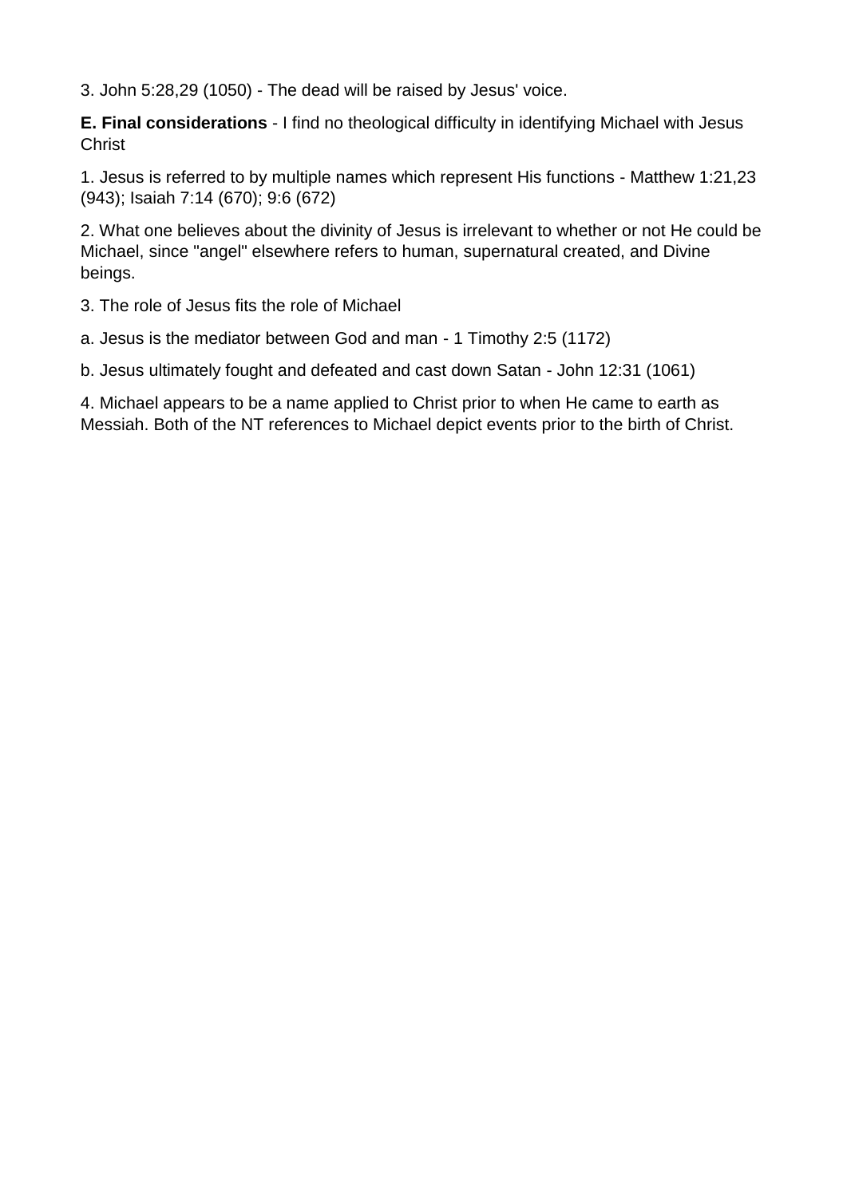3. John 5:28,29 (1050) - The dead will be raised by Jesus' voice.

**E. Final considerations** - I find no theological difficulty in identifying Michael with Jesus Christ

1. Jesus is referred to by multiple names which represent His functions - Matthew 1:21,23 (943); Isaiah 7:14 (670); 9:6 (672)

2. What one believes about the divinity of Jesus is irrelevant to whether or not He could be Michael, since "angel" elsewhere refers to human, supernatural created, and Divine beings.

3. The role of Jesus fits the role of Michael

a. Jesus is the mediator between God and man - 1 Timothy 2:5 (1172)

b. Jesus ultimately fought and defeated and cast down Satan - John 12:31 (1061)

4. Michael appears to be a name applied to Christ prior to when He came to earth as Messiah. Both of the NT references to Michael depict events prior to the birth of Christ.